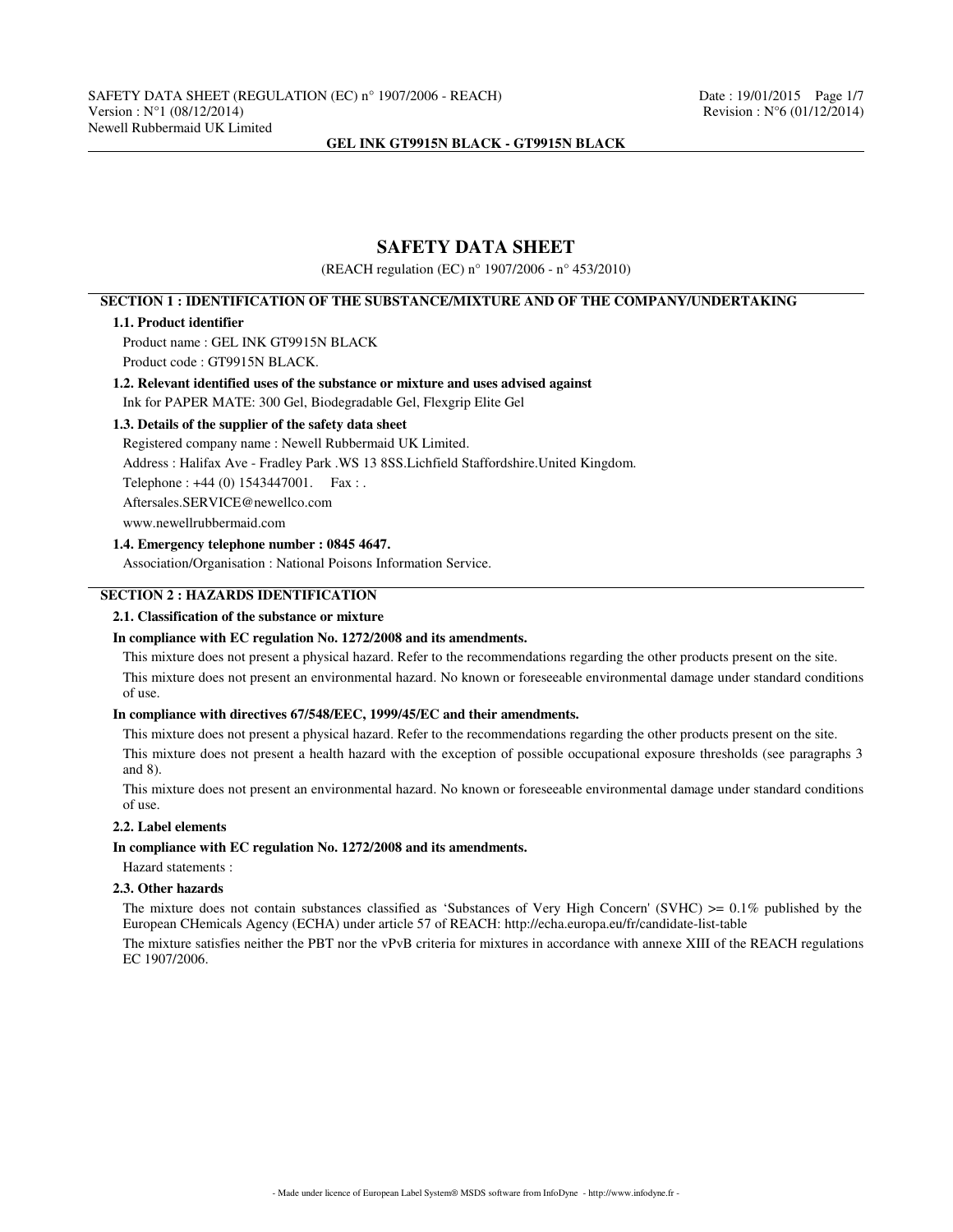# SAFETY DATA SHEET

(REACH regulation (EC) n° 1907/2006 - n° 453/2010)

## SECTION 1 : IDENTIFICATION OF THE SUBSTANCE/MIXTURE AND OF THE COMPANY/UNDERTAKING

### 1.1. Product identifier

Product name : GEL INK GT9915N BLACK

Product code : GT9915N BLACK.

### 1.2. Relevant identified uses of the substance or mixture and uses advised against

Ink for PAPER MATE: 300 Gel, Biodegradable Gel, Flexgrip Elite Gel

### 1.3. Details of the supplier of the safety data sheet

Registered company name : Newell Rubbermaid UK Limited.

Address : Halifax Ave - Fradley Park .WS 13 8SS.Lichfield Staffordshire.United Kingdom.

Telephone : +44 (0) 1543447001. Fax : .

Aftersales.SERVICE@newellco.com

www.newellrubbermaid.com

### 1.4. Emergency telephone number : 0845 4647.

Association/Organisation : National Poisons Information Service.

## SECTION 2 : HAZARDS IDENTIFICATION

### 2.1. Classification of the substance or mixture

**In compliance with EC regulation No. 1272/2008 and its amendments.**

This mixture does not present a physical hazard. Refer to the recommendations regarding the other products present on the site.

This mixture does not present an environmental hazard. No known or foreseeable environmental damage under standard conditions of use.

**In compliance with directives 67/548/EEC, 1999/45/EC and their amendments.**

This mixture does not present a physical hazard. Refer to the recommendations regarding the other products present on the site.

This mixture does not present a health hazard with the exception of possible occupational exposure thresholds (see paragraphs 3 and 8).

This mixture does not present an environmental hazard. No known or foreseeable environmental damage under standard conditions of use.

### 2.2. Label elements

**In compliance with EC regulation No. 1272/2008 and its amendments.**

Hazard statements :

### 2.3. Other hazards

The mixture does not contain substances classified as 'Substances of Very High Concern' (SVHC) >= 0.1% published by the European CHemicals Agency (ECHA) under article 57 of REACH: http://echa.europa.eu/fr/candidate-list-table

The mixture satisfies neither the PBT nor the vPvB criteria for mixtures in accordance with annexe XIII of the REACH regulations EC 1907/2006.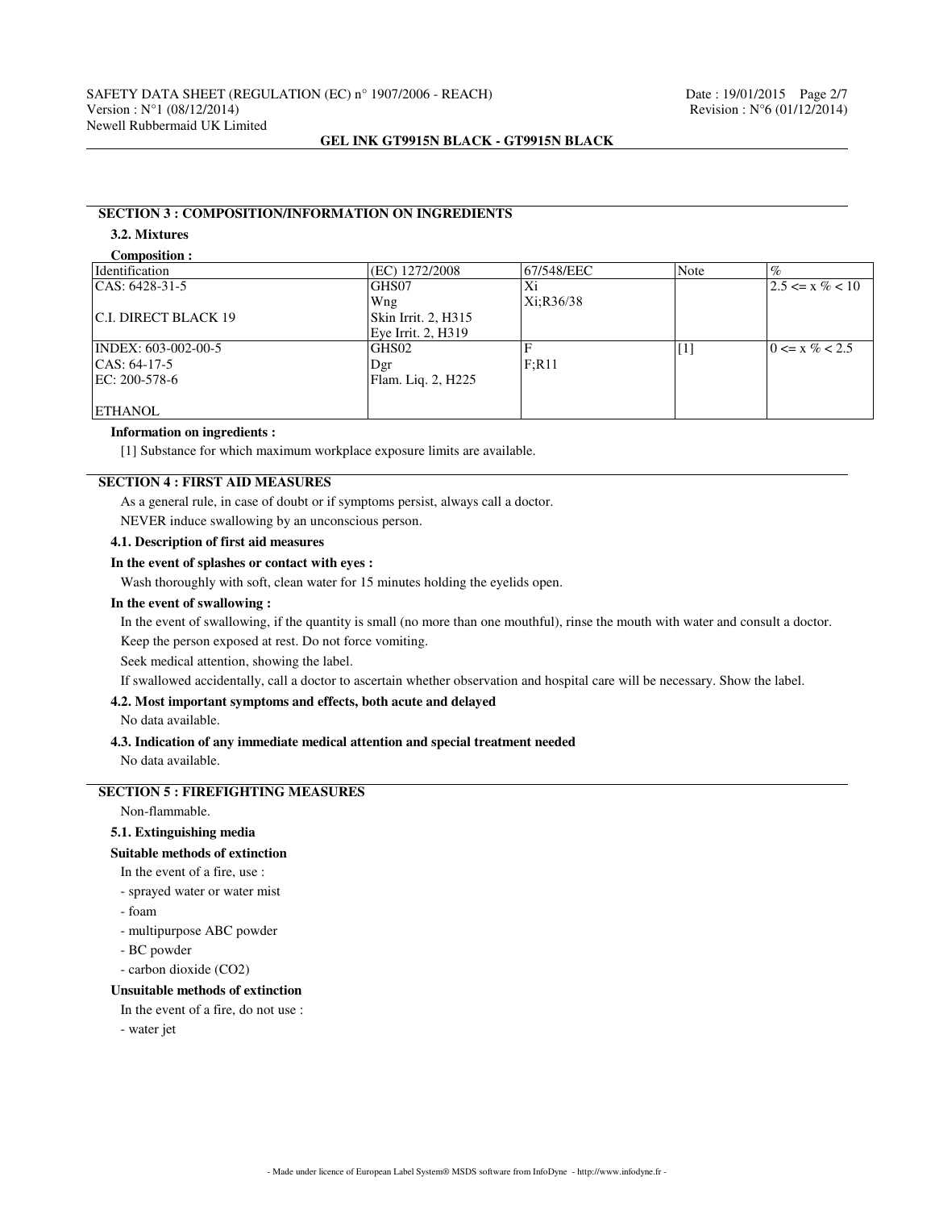## SECTION 3 : COMPOSITION/INFORMATION ON INGREDIENTS

### 3.2. Mixtures

**Composition :**

| Identification | (EC) 1272/2008 | 67/548/EEC | Note | % |
|---|---|---|---|---|
| CAS: 6428-31-5<br><br>C.I. DIRECT BLACK 19 | GHS07<br>Wng<br>Skin Irrit. 2, H315<br>Eye Irrit. 2, H319 | Xi<br>Xi;R36/38 | | 2.5 <= x % < 10 |
| INDEX: 603-002-00-5<br>CAS: 64-17-5<br>EC: 200-578-6<br><br>ETHANOL | GHS02<br>Dgr<br>Flam. Liq. 2, H225 | F<br>F;R11 | [1] | 0 <= x % < 2.5 |

**Information on ingredients :**

[1] Substance for which maximum workplace exposure limits are available.

## SECTION 4 : FIRST AID MEASURES

As a general rule, in case of doubt or if symptoms persist, always call a doctor.

NEVER induce swallowing by an unconscious person.

### 4.1. Description of first aid measures

**In the event of splashes or contact with eyes :**

Wash thoroughly with soft, clean water for 15 minutes holding the eyelids open.

**In the event of swallowing :**

In the event of swallowing, if the quantity is small (no more than one mouthful), rinse the mouth with water and consult a doctor.

Keep the person exposed at rest. Do not force vomiting.

Seek medical attention, showing the label.

If swallowed accidentally, call a doctor to ascertain whether observation and hospital care will be necessary. Show the label.

### 4.2. Most important symptoms and effects, both acute and delayed

No data available.

### 4.3. Indication of any immediate medical attention and special treatment needed

No data available.

## SECTION 5 : FIREFIGHTING MEASURES

Non-flammable.

### 5.1. Extinguishing media

**Suitable methods of extinction**

In the event of a fire, use :

- sprayed water or water mist
- foam
- multipurpose ABC powder
- BC powder
- carbon dioxide ($CO_2$)

**Unsuitable methods of extinction**

In the event of a fire, do not use :

- water jet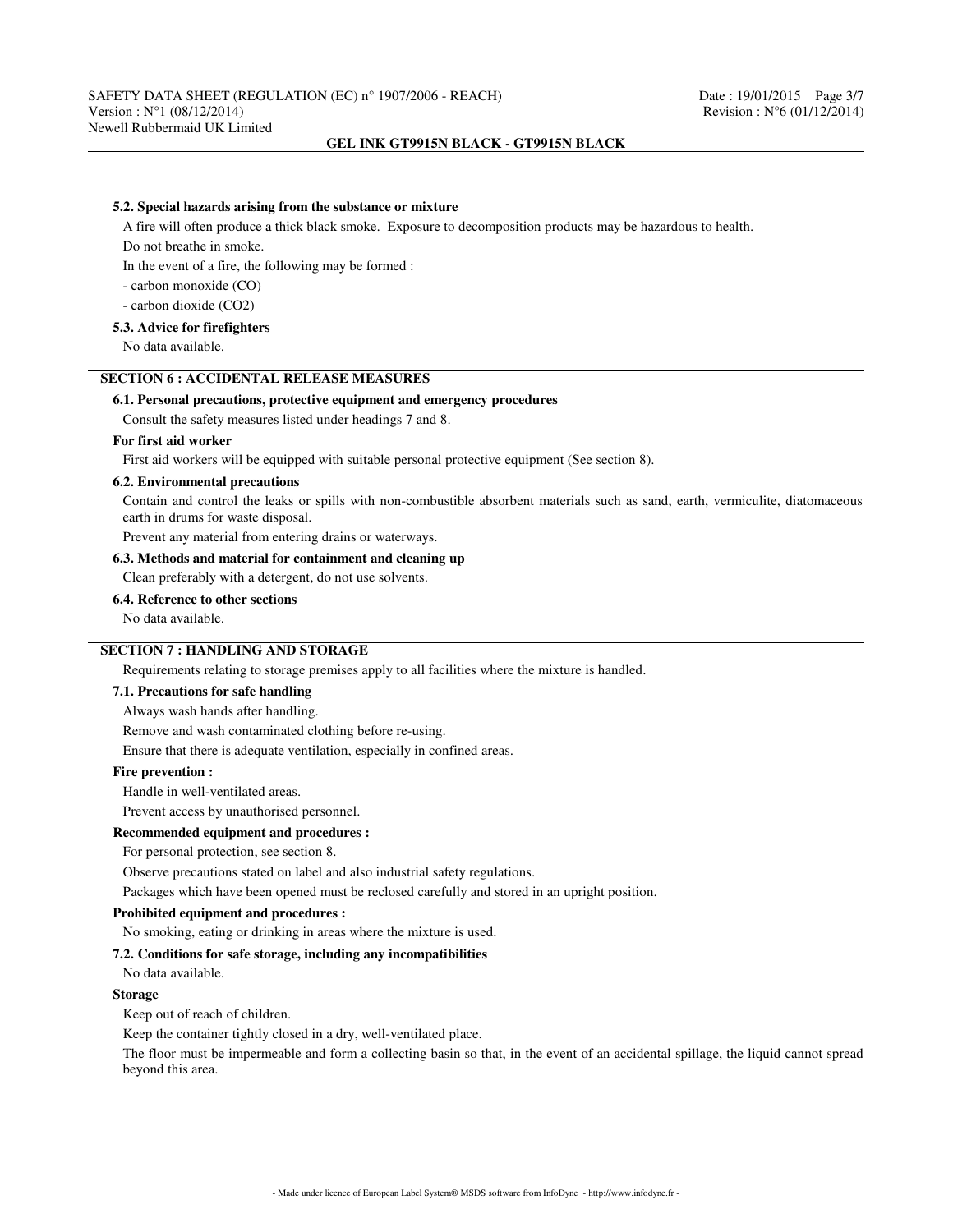#### 5.2. Special hazards arising from the substance or mixture

A fire will often produce a thick black smoke. Exposure to decomposition products may be hazardous to health.

Do not breathe in smoke.

In the event of a fire, the following may be formed :

- carbon monoxide (CO)
- carbon dioxide ($CO_2$)

#### 5.3. Advice for firefighters

No data available.

## SECTION 6 : ACCIDENTAL RELEASE MEASURES

#### 6.1. Personal precautions, protective equipment and emergency procedures

Consult the safety measures listed under headings 7 and 8.

**For first aid worker**

First aid workers will be equipped with suitable personal protective equipment (See section 8).

#### 6.2. Environmental precautions

Contain and control the leaks or spills with non-combustible absorbent materials such as sand, earth, vermiculite, diatomaceous earth in drums for waste disposal.

Prevent any material from entering drains or waterways.

#### 6.3. Methods and material for containment and cleaning up

Clean preferably with a detergent, do not use solvents.

#### 6.4. Reference to other sections

No data available.

## SECTION 7 : HANDLING AND STORAGE

Requirements relating to storage premises apply to all facilities where the mixture is handled.

#### 7.1. Precautions for safe handling

Always wash hands after handling.

Remove and wash contaminated clothing before re-using.

Ensure that there is adequate ventilation, especially in confined areas.

**Fire prevention :**

Handle in well-ventilated areas.

Prevent access by unauthorised personnel.

**Recommended equipment and procedures :**

For personal protection, see section 8.

Observe precautions stated on label and also industrial safety regulations.

Packages which have been opened must be reclosed carefully and stored in an upright position.

**Prohibited equipment and procedures :**

No smoking, eating or drinking in areas where the mixture is used.

#### 7.2. Conditions for safe storage, including any incompatibilities

No data available.

**Storage**

Keep out of reach of children.

Keep the container tightly closed in a dry, well-ventilated place.

The floor must be impermeable and form a collecting basin so that, in the event of an accidental spillage, the liquid cannot spread beyond this area.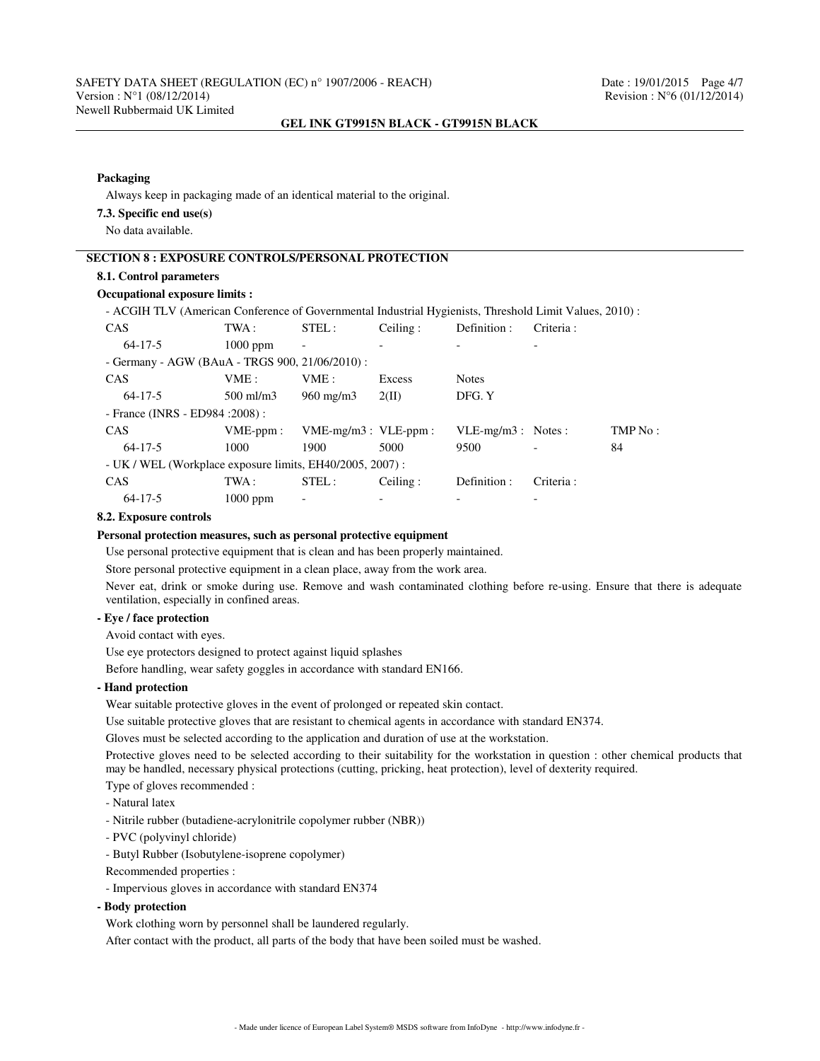**Packaging**

Always keep in packaging made of an identical material to the original.

**7.3. Specific end use(s)**

No data available.

## SECTION 8 : EXPOSURE CONTROLS/PERSONAL PROTECTION

**8.1. Control parameters**

**Occupational exposure limits :**

- ACGIH TLV (American Conference of Governmental Industrial Hygienists, Threshold Limit Values, 2010) :

| CAS | TWA : | STEL : | Ceiling : | Definition : | Criteria : |
|---|---|---|---|---|---|
| 64-17-5 | 1000 ppm | - | - | - | - |

- Germany - AGW (BAuA - TRGS 900, 21/06/2010) :

| CAS | VME : | VME : | Excess | Notes |
|---|---|---|---|---|
| 64-17-5 | 500 ml/m3 | 960 mg/m3 | 2(II) | DFG. Y |

- France (INRS - ED984 :2008) :

| CAS | VME-ppm : | VME-mg/m3 : | VLE-ppm : | VLE-mg/m3 : | Notes : | TMP No : |
|---|---|---|---|---|---|---|
| 64-17-5 | 1000 | 1900 | 5000 | 9500 | - | 84 |

- UK / WEL (Workplace exposure limits, EH40/2005, 2007) :

| CAS | TWA : | STEL : | Ceiling : | Definition : | Criteria : |
|---|---|---|---|---|---|
| 64-17-5 | 1000 ppm | - | - | - | - |

**8.2. Exposure controls**

**Personal protection measures, such as personal protective equipment**

Use personal protective equipment that is clean and has been properly maintained.

Store personal protective equipment in a clean place, away from the work area.

Never eat, drink or smoke during use. Remove and wash contaminated clothing before re-using. Ensure that there is adequate ventilation, especially in confined areas.

**- Eye / face protection**

Avoid contact with eyes.

Use eye protectors designed to protect against liquid splashes

Before handling, wear safety goggles in accordance with standard EN166.

**- Hand protection**

Wear suitable protective gloves in the event of prolonged or repeated skin contact.

Use suitable protective gloves that are resistant to chemical agents in accordance with standard EN374.

Gloves must be selected according to the application and duration of use at the workstation.

Protective gloves need to be selected according to their suitability for the workstation in question : other chemical products that may be handled, necessary physical protections (cutting, pricking, heat protection), level of dexterity required.

Type of gloves recommended :

- Natural latex
- Nitrile rubber (butadiene-acrylonitrile copolymer rubber (NBR))
- PVC (polyvinyl chloride)
- Butyl Rubber (Isobutylene-isoprene copolymer)

Recommended properties :

- Impervious gloves in accordance with standard EN374

**- Body protection**

Work clothing worn by personnel shall be laundered regularly.

After contact with the product, all parts of the body that have been soiled must be washed.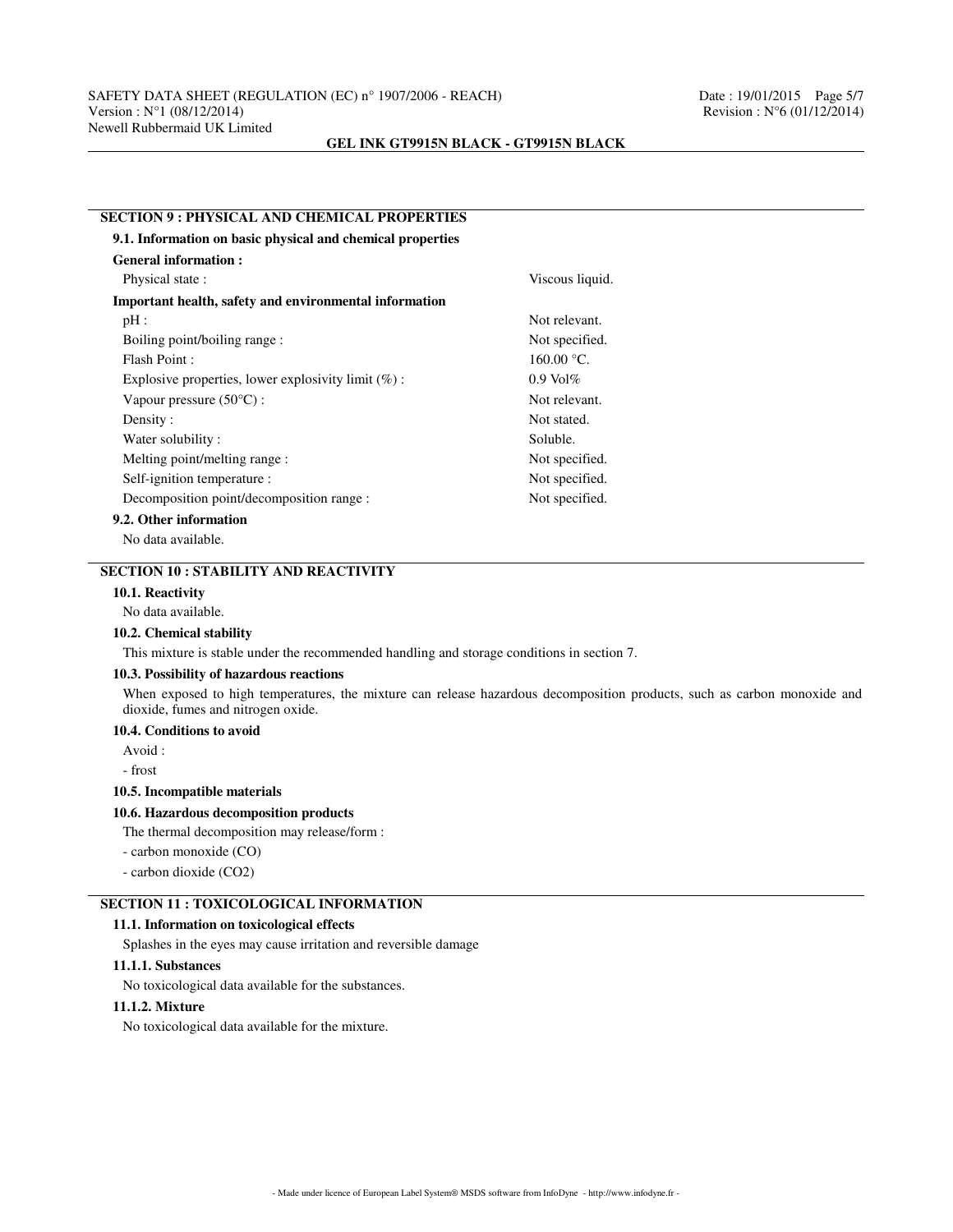## SECTION 9 : PHYSICAL AND CHEMICAL PROPERTIES

### 9.1. Information on basic physical and chemical properties

**General information :**

| | |
|---|---|
| Physical state : | Viscous liquid. |

**Important health, safety and environmental information**

| | |
|---|---|
| pH : | Not relevant. |
| Boiling point/boiling range : | Not specified. |
| Flash Point : | 160.00 °C. |
| Explosive properties, lower explosivity limit (%) : | 0.9 Vol% |
| Vapour pressure (50°C) : | Not relevant. |
| Density : | Not stated. |
| Water solubility : | Soluble. |
| Melting point/melting range : | Not specified. |
| Self-ignition temperature : | Not specified. |
| Decomposition point/decomposition range : | Not specified. |

### 9.2. Other information

No data available.

## SECTION 10 : STABILITY AND REACTIVITY

### 10.1. Reactivity

No data available.

### 10.2. Chemical stability

This mixture is stable under the recommended handling and storage conditions in section 7.

### 10.3. Possibility of hazardous reactions

When exposed to high temperatures, the mixture can release hazardous decomposition products, such as carbon monoxide and dioxide, fumes and nitrogen oxide.

### 10.4. Conditions to avoid

Avoid :

- frost

### 10.5. Incompatible materials

### 10.6. Hazardous decomposition products

The thermal decomposition may release/form :

- carbon monoxide (CO)
- carbon dioxide ($CO_2$)

## SECTION 11 : TOXICOLOGICAL INFORMATION

### 11.1. Information on toxicological effects

Splashes in the eyes may cause irritation and reversible damage

### 11.1.1. Substances

No toxicological data available for the substances.

### 11.1.2. Mixture

No toxicological data available for the mixture.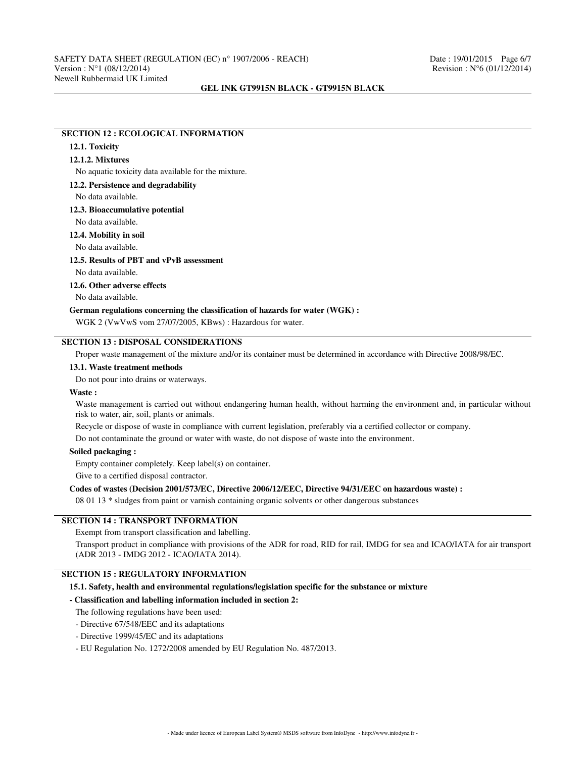## SECTION 12 : ECOLOGICAL INFORMATION

### 12.1. Toxicity

#### 12.1.2. Mixtures

No aquatic toxicity data available for the mixture.

### 12.2. Persistence and degradability

No data available.

### 12.3. Bioaccumulative potential

No data available.

### 12.4. Mobility in soil

No data available.

### 12.5. Results of PBT and vPvB assessment

No data available.

### 12.6. Other adverse effects

No data available.

**German regulations concerning the classification of hazards for water (WGK) :**

WGK 2 (VwVwS vom 27/07/2005, KBws) : Hazardous for water.

## SECTION 13 : DISPOSAL CONSIDERATIONS

Proper waste management of the mixture and/or its container must be determined in accordance with Directive 2008/98/EC.

### 13.1. Waste treatment methods

Do not pour into drains or waterways.

**Waste :**

Waste management is carried out without endangering human health, without harming the environment and, in particular without risk to water, air, soil, plants or animals.

Recycle or dispose of waste in compliance with current legislation, preferably via a certified collector or company.

Do not contaminate the ground or water with waste, do not dispose of waste into the environment.

**Soiled packaging :**

Empty container completely. Keep label(s) on container.

Give to a certified disposal contractor.

**Codes of wastes (Decision 2001/573/EC, Directive 2006/12/EEC, Directive 94/31/EEC on hazardous waste) :**

08 01 13 * sludges from paint or varnish containing organic solvents or other dangerous substances

## SECTION 14 : TRANSPORT INFORMATION

Exempt from transport classification and labelling.

Transport product in compliance with provisions of the ADR for road, RID for rail, IMDG for sea and ICAO/IATA for air transport (ADR 2013 - IMDG 2012 - ICAO/IATA 2014).

## SECTION 15 : REGULATORY INFORMATION

### 15.1. Safety, health and environmental regulations/legislation specific for the substance or mixture

**- Classification and labelling information included in section 2:**

The following regulations have been used:

- Directive 67/548/EEC and its adaptations
- Directive 1999/45/EC and its adaptations
- EU Regulation No. 1272/2008 amended by EU Regulation No. 487/2013.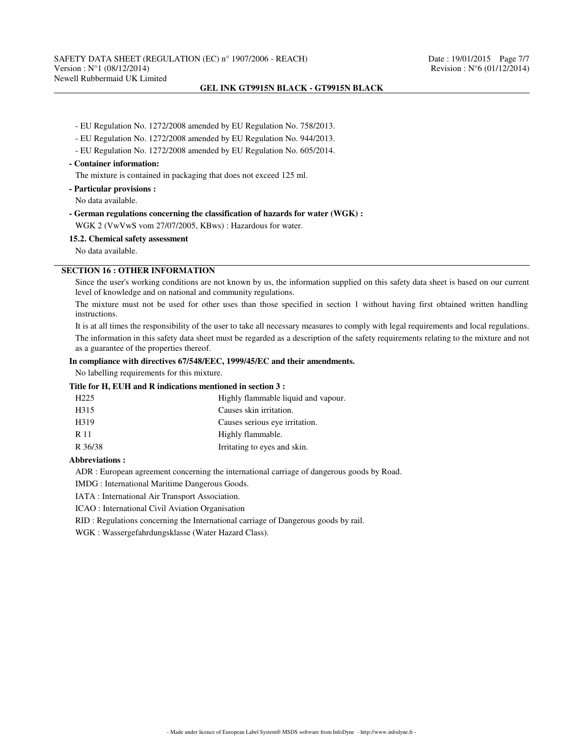- EU Regulation No. 1272/2008 amended by EU Regulation No. 758/2013.
- EU Regulation No. 1272/2008 amended by EU Regulation No. 944/2013.
- EU Regulation No. 1272/2008 amended by EU Regulation No. 605/2014.

**- Container information:**

The mixture is contained in packaging that does not exceed 125 ml.

**- Particular provisions :**

No data available.

**- German regulations concerning the classification of hazards for water (WGK) :**

WGK 2 (VwVwS vom 27/07/2005, KBws) : Hazardous for water.

### 15.2. Chemical safety assessment

No data available.

## SECTION 16 : OTHER INFORMATION

Since the user's working conditions are not known by us, the information supplied on this safety data sheet is based on our current level of knowledge and on national and community regulations.

The mixture must not be used for other uses than those specified in section 1 without having first obtained written handling instructions.

It is at all times the responsibility of the user to take all necessary measures to comply with legal requirements and local regulations.

The information in this safety data sheet must be regarded as a description of the safety requirements relating to the mixture and not as a guarantee of the properties thereof.

**In compliance with directives 67/548/EEC, 1999/45/EC and their amendments.**

No labelling requirements for this mixture.

**Title for H, EUH and R indications mentioned in section 3 :**

| | |
|---|---|
| H225 | Highly flammable liquid and vapour. |
| H315 | Causes skin irritation. |
| H319 | Causes serious eye irritation. |
| R 11 | Highly flammable. |
| R 36/38 | Irritating to eyes and skin. |

**Abbreviations :**

ADR : European agreement concerning the international carriage of dangerous goods by Road.

IMDG : International Maritime Dangerous Goods.

IATA : International Air Transport Association.

ICAO : International Civil Aviation Organisation

RID : Regulations concerning the International carriage of Dangerous goods by rail.

WGK : Wassergefahrdungsklasse (Water Hazard Class).